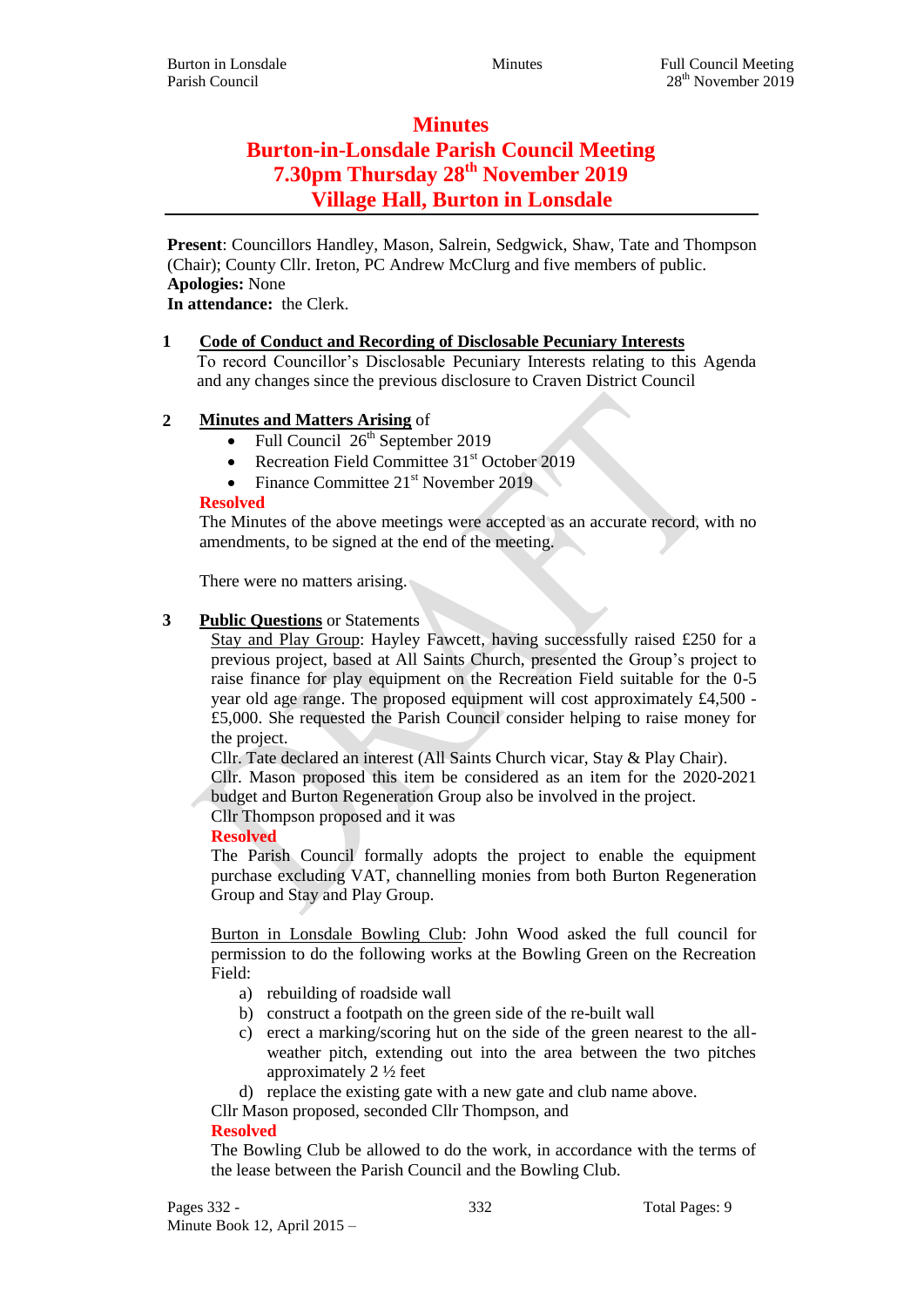# Minutes
# Burton-in-Lonsdale Parish Council Meeting
# 7.30pm Thursday 28th November 2019
# Village Hall, Burton in Lonsdale

**Present**: Councillors Handley, Mason, Salrein, Sedgwick, Shaw, Tate and Thompson (Chair); County Cllr. Ireton, PC Andrew McClurg and five members of public.
**Apologies:** None
**In attendance:** the Clerk.

**1 Code of Conduct and Recording of Disclosable Pecuniary Interests**

To record Councillor's Disclosable Pecuniary Interests relating to this Agenda and any changes since the previous disclosure to Craven District Council

**2 Minutes and Matters Arising** of

- Full Council 26th September 2019
- Recreation Field Committee 31st October 2019
- Finance Committee 21st November 2019

**Resolved**

The Minutes of the above meetings were accepted as an accurate record, with no amendments, to be signed at the end of the meeting.

There were no matters arising.

**3 Public Questions** or Statements

Stay and Play Group: Hayley Fawcett, having successfully raised £250 for a previous project, based at All Saints Church, presented the Group's project to raise finance for play equipment on the Recreation Field suitable for the 0-5 year old age range. The proposed equipment will cost approximately £4,500 - £5,000. She requested the Parish Council consider helping to raise money for the project.
Cllr. Tate declared an interest (All Saints Church vicar, Stay & Play Chair).
Cllr. Mason proposed this item be considered as an item for the 2020-2021 budget and Burton Regeneration Group also be involved in the project.
Cllr Thompson proposed and it was

**Resolved**

The Parish Council formally adopts the project to enable the equipment purchase excluding VAT, channelling monies from both Burton Regeneration Group and Stay and Play Group.

Burton in Lonsdale Bowling Club: John Wood asked the full council for permission to do the following works at the Bowling Green on the Recreation Field:

a) rebuilding of roadside wall
b) construct a footpath on the green side of the re-built wall
c) erect a marking/scoring hut on the side of the green nearest to the all-weather pitch, extending out into the area between the two pitches approximately 2 ½ feet
d) replace the existing gate with a new gate and club name above.

Cllr Mason proposed, seconded Cllr Thompson, and

**Resolved**

The Bowling Club be allowed to do the work, in accordance with the terms of the lease between the Parish Council and the Bowling Club.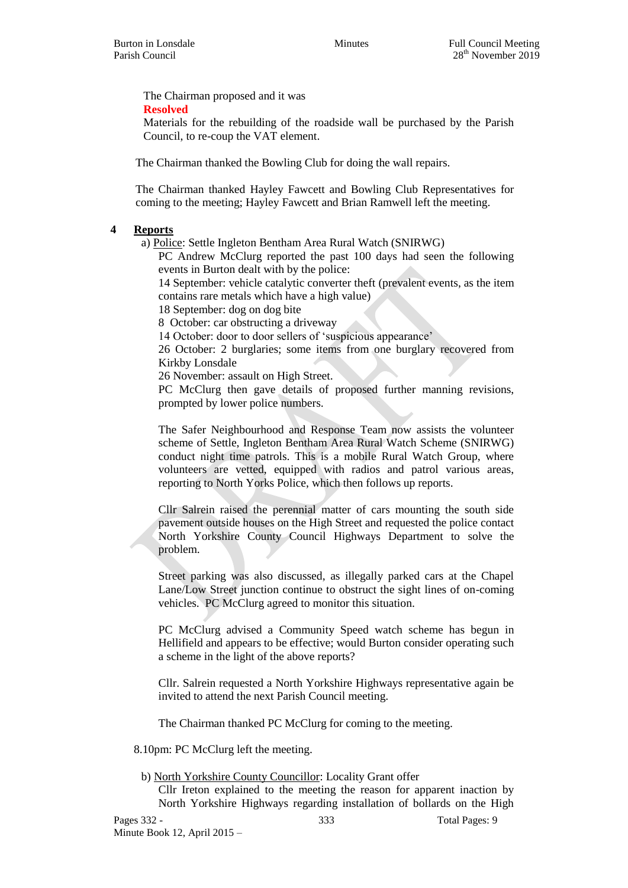The Chairman proposed and it was

**Resolved**

Materials for the rebuilding of the roadside wall be purchased by the Parish Council, to re-coup the VAT element.

The Chairman thanked the Bowling Club for doing the wall repairs.

The Chairman thanked Hayley Fawcett and Bowling Club Representatives for coming to the meeting; Hayley Fawcett and Brian Ramwell left the meeting.

## 4 Reports

a) Police: Settle Ingleton Bentham Area Rural Watch (SNIRWG)

PC Andrew McClurg reported the past 100 days had seen the following events in Burton dealt with by the police:

14 September: vehicle catalytic converter theft (prevalent events, as the item contains rare metals which have a high value)

18 September: dog on dog bite

8 October: car obstructing a driveway

14 October: door to door sellers of 'suspicious appearance'

26 October: 2 burglaries; some items from one burglary recovered from Kirkby Lonsdale

26 November: assault on High Street.

PC McClurg then gave details of proposed further manning revisions, prompted by lower police numbers.

The Safer Neighbourhood and Response Team now assists the volunteer scheme of Settle, Ingleton Bentham Area Rural Watch Scheme (SNIRWG) conduct night time patrols. This is a mobile Rural Watch Group, where volunteers are vetted, equipped with radios and patrol various areas, reporting to North Yorks Police, which then follows up reports.

Cllr Salrein raised the perennial matter of cars mounting the south side pavement outside houses on the High Street and requested the police contact North Yorkshire County Council Highways Department to solve the problem.

Street parking was also discussed, as illegally parked cars at the Chapel Lane/Low Street junction continue to obstruct the sight lines of on-coming vehicles. PC McClurg agreed to monitor this situation.

PC McClurg advised a Community Speed watch scheme has begun in Hellifield and appears to be effective; would Burton consider operating such a scheme in the light of the above reports?

Cllr. Salrein requested a North Yorkshire Highways representative again be invited to attend the next Parish Council meeting.

The Chairman thanked PC McClurg for coming to the meeting.

8.10pm: PC McClurg left the meeting.

b) North Yorkshire County Councillor: Locality Grant offer

Cllr Ireton explained to the meeting the reason for apparent inaction by North Yorkshire Highways regarding installation of bollards on the High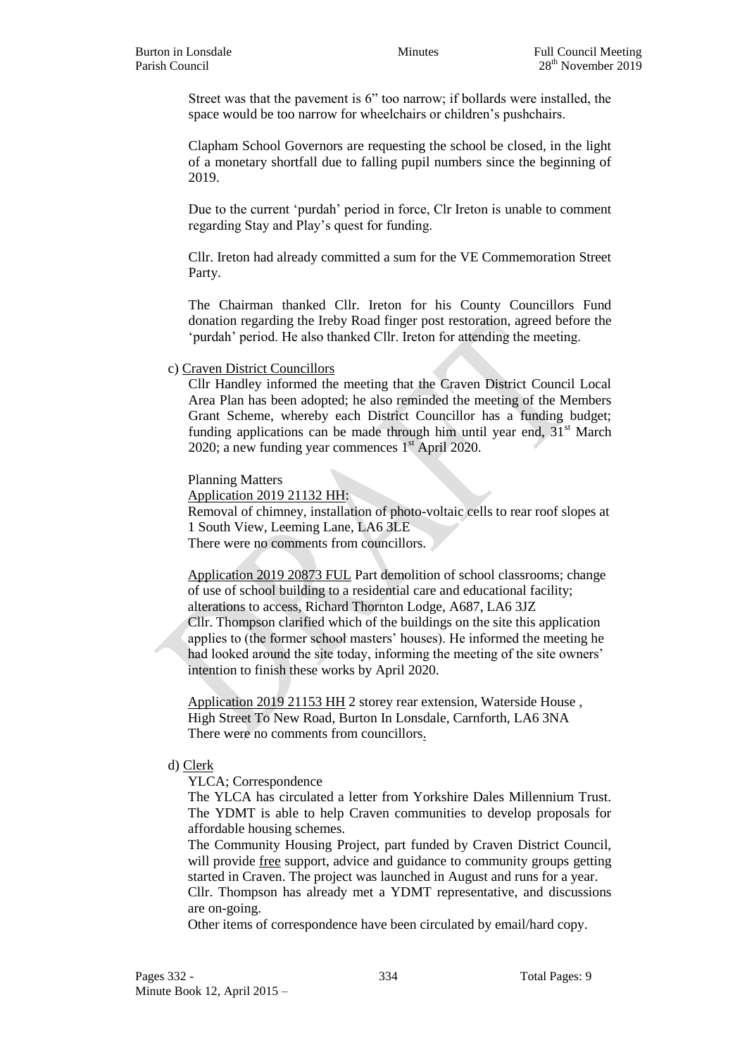Street was that the pavement is 6" too narrow; if bollards were installed, the space would be too narrow for wheelchairs or children's pushchairs.

Clapham School Governors are requesting the school be closed, in the light of a monetary shortfall due to falling pupil numbers since the beginning of 2019.

Due to the current 'purdah' period in force, Clr Ireton is unable to comment regarding Stay and Play's quest for funding.

Cllr. Ireton had already committed a sum for the VE Commemoration Street Party.

The Chairman thanked Cllr. Ireton for his County Councillors Fund donation regarding the Ireby Road finger post restoration, agreed before the 'purdah' period. He also thanked Cllr. Ireton for attending the meeting.

c) Craven District Councillors

Cllr Handley informed the meeting that the Craven District Council Local Area Plan has been adopted; he also reminded the meeting of the Members Grant Scheme, whereby each District Councillor has a funding budget; funding applications can be made through him until year end, 31st March 2020; a new funding year commences 1st April 2020.

Planning Matters

Application 2019 21132 HH:
Removal of chimney, installation of photo-voltaic cells to rear roof slopes at 1 South View, Leeming Lane, LA6 3LE
There were no comments from councillors.

Application 2019 20873 FUL Part demolition of school classrooms; change of use of school building to a residential care and educational facility; alterations to access, Richard Thornton Lodge, A687, LA6 3JZ
Cllr. Thompson clarified which of the buildings on the site this application applies to (the former school masters' houses). He informed the meeting he had looked around the site today, informing the meeting of the site owners' intention to finish these works by April 2020.

Application 2019 21153 HH 2 storey rear extension, Waterside House , High Street To New Road, Burton In Lonsdale, Carnforth, LA6 3NA
There were no comments from councillors.

d) Clerk

YLCA; Correspondence

The YLCA has circulated a letter from Yorkshire Dales Millennium Trust. The YDMT is able to help Craven communities to develop proposals for affordable housing schemes.

The Community Housing Project, part funded by Craven District Council, will provide free support, advice and guidance to community groups getting started in Craven. The project was launched in August and runs for a year.

Cllr. Thompson has already met a YDMT representative, and discussions are on-going.

Other items of correspondence have been circulated by email/hard copy.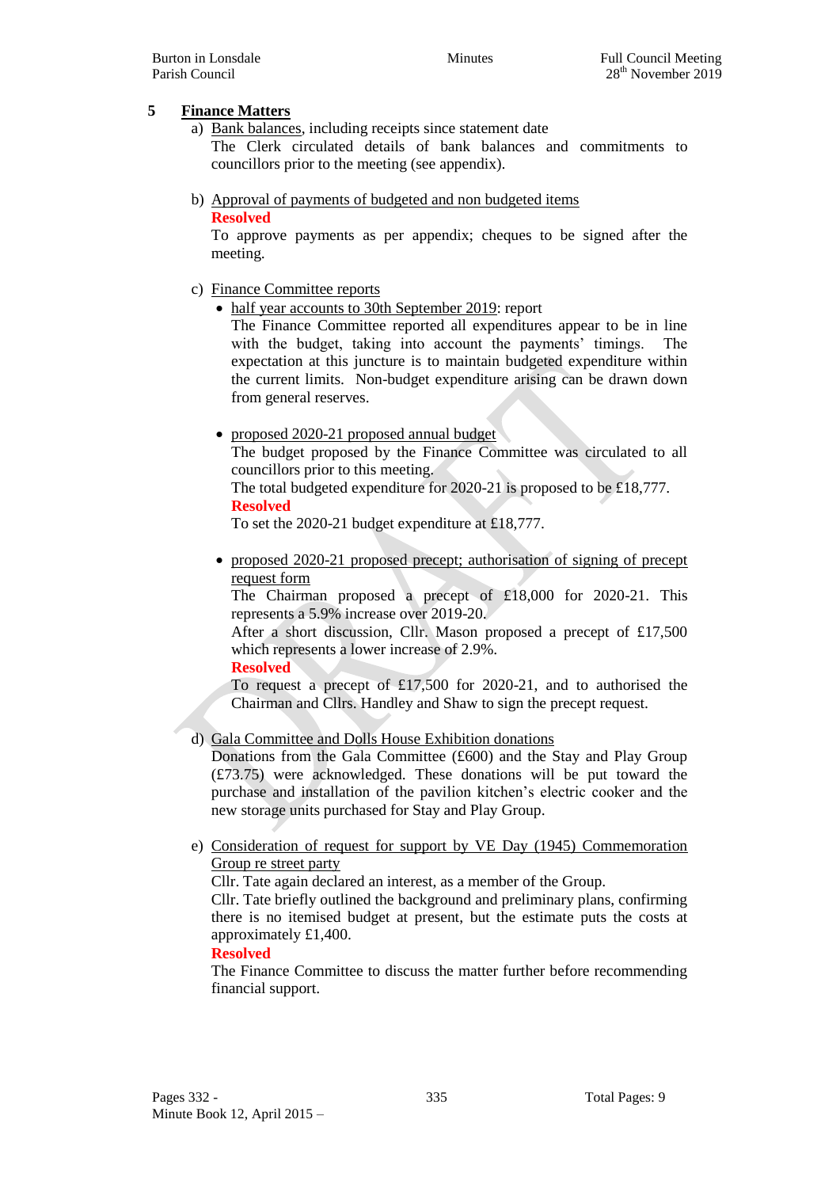## 5 Finance Matters

a) Bank balances, including receipts since statement date

The Clerk circulated details of bank balances and commitments to councillors prior to the meeting (see appendix).

b) Approval of payments of budgeted and non budgeted items

**Resolved**

To approve payments as per appendix; cheques to be signed after the meeting.

c) Finance Committee reports

- half year accounts to 30th September 2019: report

  The Finance Committee reported all expenditures appear to be in line with the budget, taking into account the payments' timings. The expectation at this juncture is to maintain budgeted expenditure within the current limits. Non-budget expenditure arising can be drawn down from general reserves.

- proposed 2020-21 proposed annual budget

  The budget proposed by the Finance Committee was circulated to all councillors prior to this meeting.

  The total budgeted expenditure for 2020-21 is proposed to be £18,777.

  **Resolved**

  To set the 2020-21 budget expenditure at £18,777.

- proposed 2020-21 proposed precept; authorisation of signing of precept request form

  The Chairman proposed a precept of £18,000 for 2020-21. This represents a 5.9% increase over 2019-20.

  After a short discussion, Cllr. Mason proposed a precept of £17,500 which represents a lower increase of 2.9%.

  **Resolved**

  To request a precept of £17,500 for 2020-21, and to authorised the Chairman and Cllrs. Handley and Shaw to sign the precept request.

d) Gala Committee and Dolls House Exhibition donations

Donations from the Gala Committee (£600) and the Stay and Play Group (£73.75) were acknowledged. These donations will be put toward the purchase and installation of the pavilion kitchen's electric cooker and the new storage units purchased for Stay and Play Group.

e) Consideration of request for support by VE Day (1945) Commemoration Group re street party

Cllr. Tate again declared an interest, as a member of the Group.

Cllr. Tate briefly outlined the background and preliminary plans, confirming there is no itemised budget at present, but the estimate puts the costs at approximately £1,400.

**Resolved**

The Finance Committee to discuss the matter further before recommending financial support.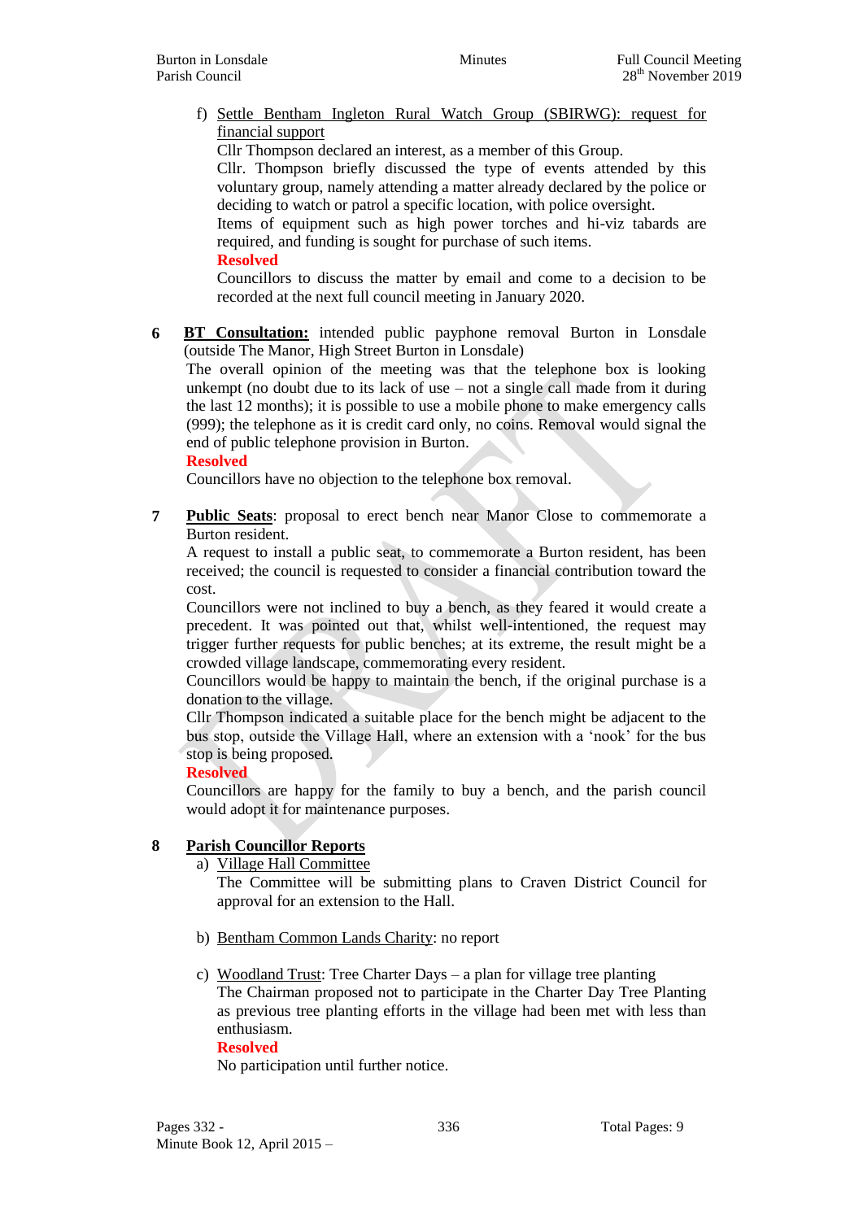f) <u>Settle Bentham Ingleton Rural Watch Group (SBIRWG): request for financial support</u>

   Cllr Thompson declared an interest, as a member of this Group.

   Cllr. Thompson briefly discussed the type of events attended by this voluntary group, namely attending a matter already declared by the police or deciding to watch or patrol a specific location, with police oversight.

   Items of equipment such as high power torches and hi-viz tabards are required, and funding is sought for purchase of such items.

   **Resolved**

   Councillors to discuss the matter by email and come to a decision to be recorded at the next full council meeting in January 2020.

**6** **<u>BT Consultation:</u>** intended public payphone removal Burton in Lonsdale (outside The Manor, High Street Burton in Lonsdale)

The overall opinion of the meeting was that the telephone box is looking unkempt (no doubt due to its lack of use – not a single call made from it during the last 12 months); it is possible to use a mobile phone to make emergency calls (999); the telephone as it is credit card only, no coins. Removal would signal the end of public telephone provision in Burton.

**Resolved**

Councillors have no objection to the telephone box removal.

**7** **<u>Public Seats</u>**: proposal to erect bench near Manor Close to commemorate a Burton resident.

A request to install a public seat, to commemorate a Burton resident, has been received; the council is requested to consider a financial contribution toward the cost.

Councillors were not inclined to buy a bench, as they feared it would create a precedent. It was pointed out that, whilst well-intentioned, the request may trigger further requests for public benches; at its extreme, the result might be a crowded village landscape, commemorating every resident.

Councillors would be happy to maintain the bench, if the original purchase is a donation to the village.

Cllr Thompson indicated a suitable place for the bench might be adjacent to the bus stop, outside the Village Hall, where an extension with a 'nook' for the bus stop is being proposed.

**Resolved**

Councillors are happy for the family to buy a bench, and the parish council would adopt it for maintenance purposes.

**8** **<u>Parish Councillor Reports</u>**

a) <u>Village Hall Committee</u>

   The Committee will be submitting plans to Craven District Council for approval for an extension to the Hall.

b) <u>Bentham Common Lands Charity</u>: no report

c) <u>Woodland Trust</u>: Tree Charter Days – a plan for village tree planting

   The Chairman proposed not to participate in the Charter Day Tree Planting as previous tree planting efforts in the village had been met with less than enthusiasm.

   **Resolved**

   No participation until further notice.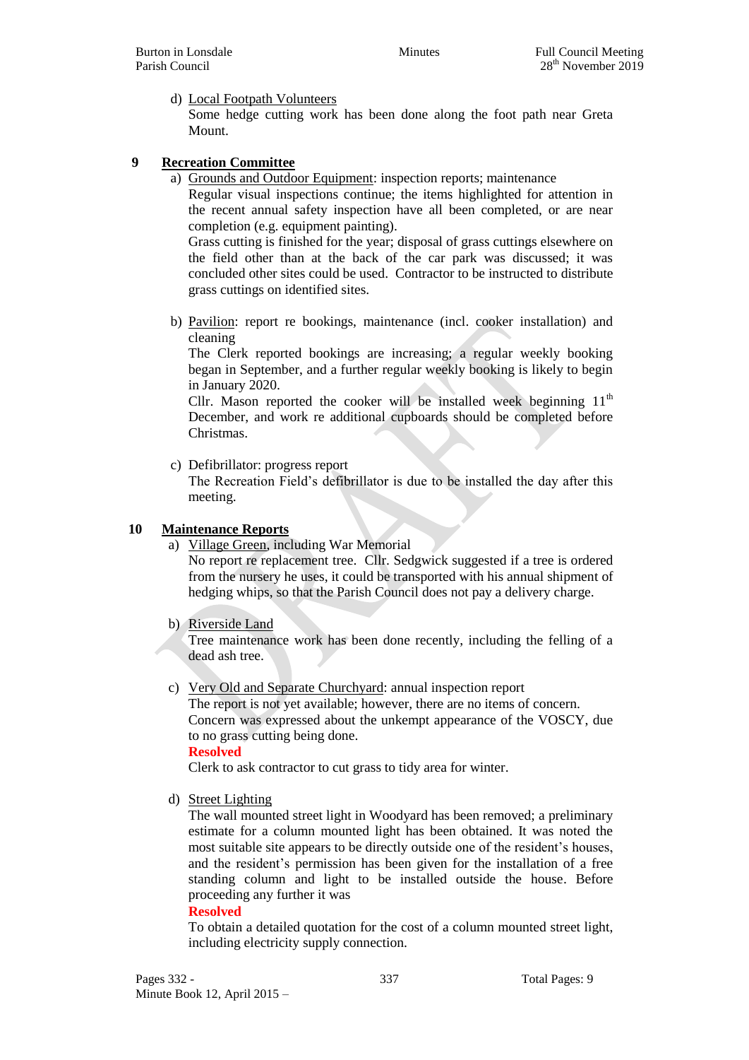d) Local Footpath Volunteers
Some hedge cutting work has been done along the foot path near Greta Mount.

## 9 Recreation Committee

a) Grounds and Outdoor Equipment: inspection reports; maintenance
Regular visual inspections continue; the items highlighted for attention in the recent annual safety inspection have all been completed, or are near completion (e.g. equipment painting).
Grass cutting is finished for the year; disposal of grass cuttings elsewhere on the field other than at the back of the car park was discussed; it was concluded other sites could be used. Contractor to be instructed to distribute grass cuttings on identified sites.

b) Pavilion: report re bookings, maintenance (incl. cooker installation) and cleaning
The Clerk reported bookings are increasing; a regular weekly booking began in September, and a further regular weekly booking is likely to begin in January 2020.
Cllr. Mason reported the cooker will be installed week beginning 11th December, and work re additional cupboards should be completed before Christmas.

c) Defibrillator: progress report
The Recreation Field's defibrillator is due to be installed the day after this meeting.

## 10 Maintenance Reports

a) Village Green, including War Memorial
No report re replacement tree. Cllr. Sedgwick suggested if a tree is ordered from the nursery he uses, it could be transported with his annual shipment of hedging whips, so that the Parish Council does not pay a delivery charge.

b) Riverside Land
Tree maintenance work has been done recently, including the felling of a dead ash tree.

c) Very Old and Separate Churchyard: annual inspection report
The report is not yet available; however, there are no items of concern.
Concern was expressed about the unkempt appearance of the VOSCY, due to no grass cutting being done.
**Resolved**
Clerk to ask contractor to cut grass to tidy area for winter.

d) Street Lighting
The wall mounted street light in Woodyard has been removed; a preliminary estimate for a column mounted light has been obtained. It was noted the most suitable site appears to be directly outside one of the resident's houses, and the resident's permission has been given for the installation of a free standing column and light to be installed outside the house. Before proceeding any further it was
**Resolved**
To obtain a detailed quotation for the cost of a column mounted street light, including electricity supply connection.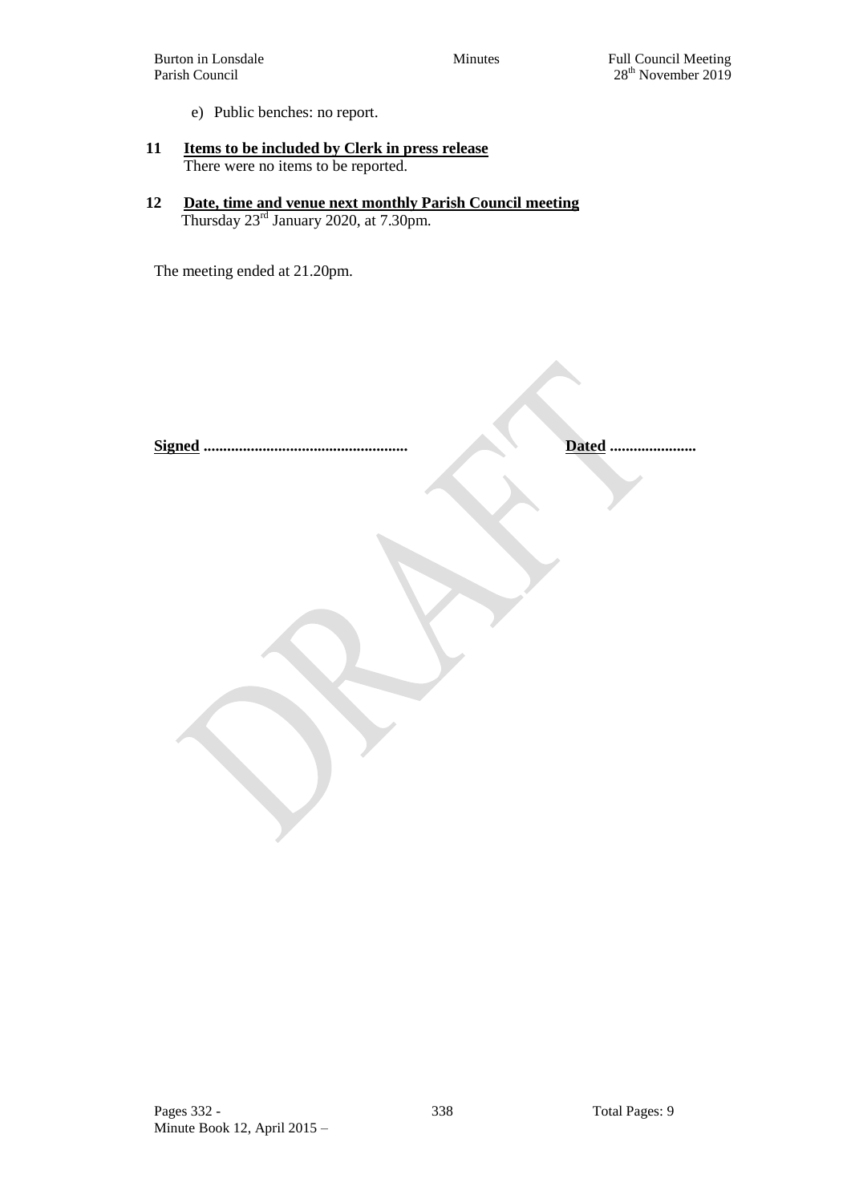e) Public benches: no report.

**11 Items to be included by Clerk in press release**

There were no items to be reported.

**12 Date, time and venue next monthly Parish Council meeting**

Thursday 23rd January 2020, at 7.30pm.

The meeting ended at 21.20pm.

**Signed** ...................................................  **Dated** ......................

DRAFT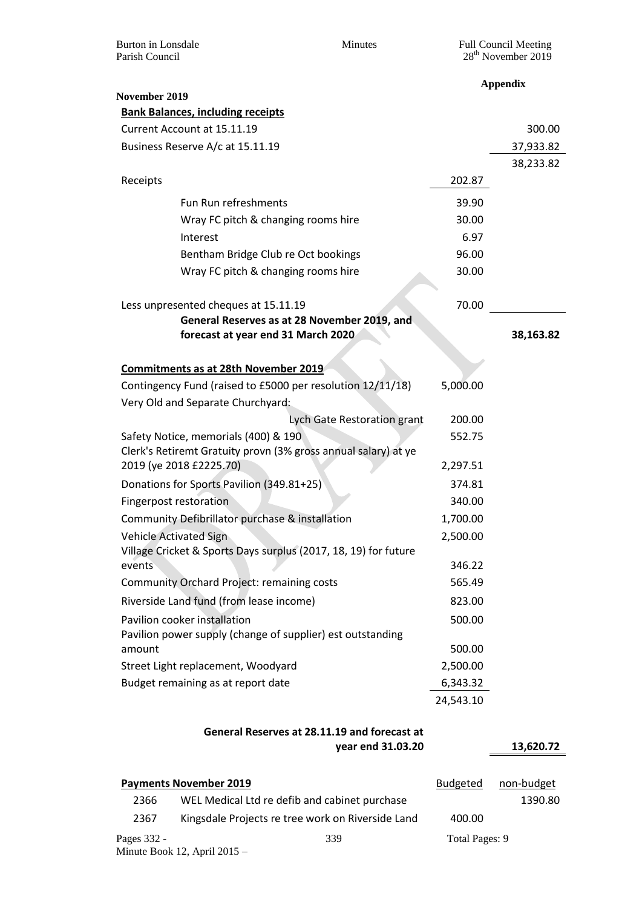**Appendix**

**November 2019**

**Bank Balances, including receipts**

| | | |
|---|---|---|
| Current Account at 15.11.19 | | 300.00 |
| Business Reserve A/c at 15.11.19 | | 37,933.82 |
| | | 38,233.82 |
| Receipts | 202.87 | |
| Fun Run refreshments | 39.90 | |
| Wray FC pitch & changing rooms hire | 30.00 | |
| Interest | 6.97 | |
| Bentham Bridge Club re Oct bookings | 96.00 | |
| Wray FC pitch & changing rooms hire | 30.00 | |
| Less unpresented cheques at 15.11.19 | 70.00 | |
| **General Reserves as at 28 November 2019, and forecast at year end 31 March 2020** | | **38,163.82** |

**Commitments as at 28th November 2019**

| | |
|---|---|
| Contingency Fund (raised to £5000 per resolution 12/11/18) | 5,000.00 |
| Very Old and Separate Churchyard: | |
| Lych Gate Restoration grant | 200.00 |
| Safety Notice, memorials (400) & 190 | 552.75 |
| Clerk's Retiremt Gratuity provn (3% gross annual salary) at ye 2019 (ye 2018 £2225.70) | 2,297.51 |
| Donations for Sports Pavilion (349.81+25) | 374.81 |
| Fingerpost restoration | 340.00 |
| Community Defibrillator purchase & installation | 1,700.00 |
| Vehicle Activated Sign | 2,500.00 |
| Village Cricket & Sports Days surplus (2017, 18, 19) for future events | 346.22 |
| Community Orchard Project: remaining costs | 565.49 |
| Riverside Land fund (from lease income) | 823.00 |
| Pavilion cooker installation | 500.00 |
| Pavilion power supply (change of supplier) est outstanding amount | 500.00 |
| Street Light replacement, Woodyard | 2,500.00 |
| Budget remaining as at report date | 6,343.32 |
| | 24,543.10 |

**General Reserves at 28.11.19 and forecast at year end 31.03.20** — **13,620.72**

**Payments November 2019**

| | | Budgeted | non-budget |
|---|---|---|---|
| 2366 | WEL Medical Ltd re defib and cabinet purchase | | 1390.80 |
| 2367 | Kingsdale Projects re tree work on Riverside Land | 400.00 | |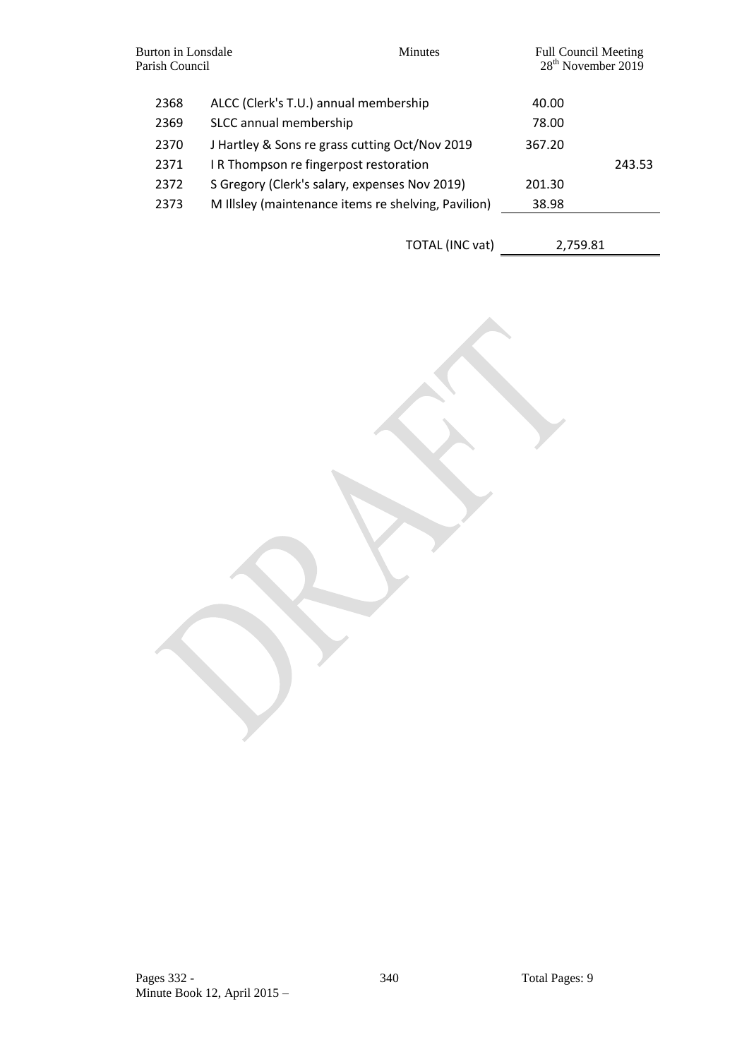| | | | |
|---|---|---|---|
| 2368 | ALCC (Clerk's T.U.) annual membership | 40.00 | |
| 2369 | SLCC annual membership | 78.00 | |
| 2370 | J Hartley & Sons re grass cutting Oct/Nov 2019 | 367.20 | |
| 2371 | I R Thompson re fingerpost restoration | | 243.53 |
| 2372 | S Gregory (Clerk's salary, expenses Nov 2019) | 201.30 | |
| 2373 | M Illsley (maintenance items re shelving, Pavilion) | 38.98 | |
| | TOTAL (INC vat) | 2,759.81 | |

DRAFT